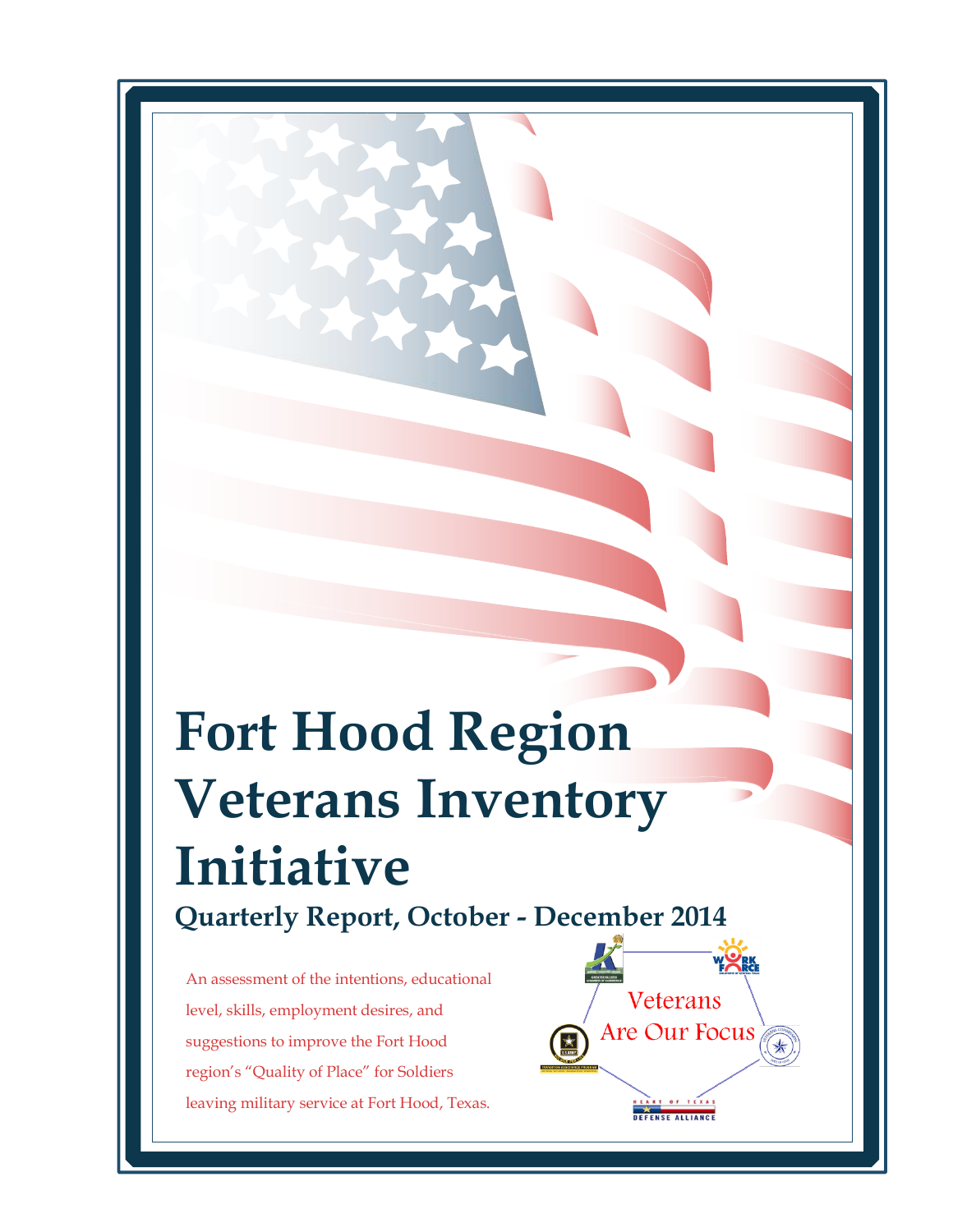# Fort Hood Region Veterans Inventory Initiative

## Quarterly Report, October - December 2014

An assessment of the intentions, educational level, skills, employment desires, and suggestions to improve the Fort Hood region's "Quality of Place" for Soldiers leaving military service at Fort Hood, Texas.

Veterans Are Our Focus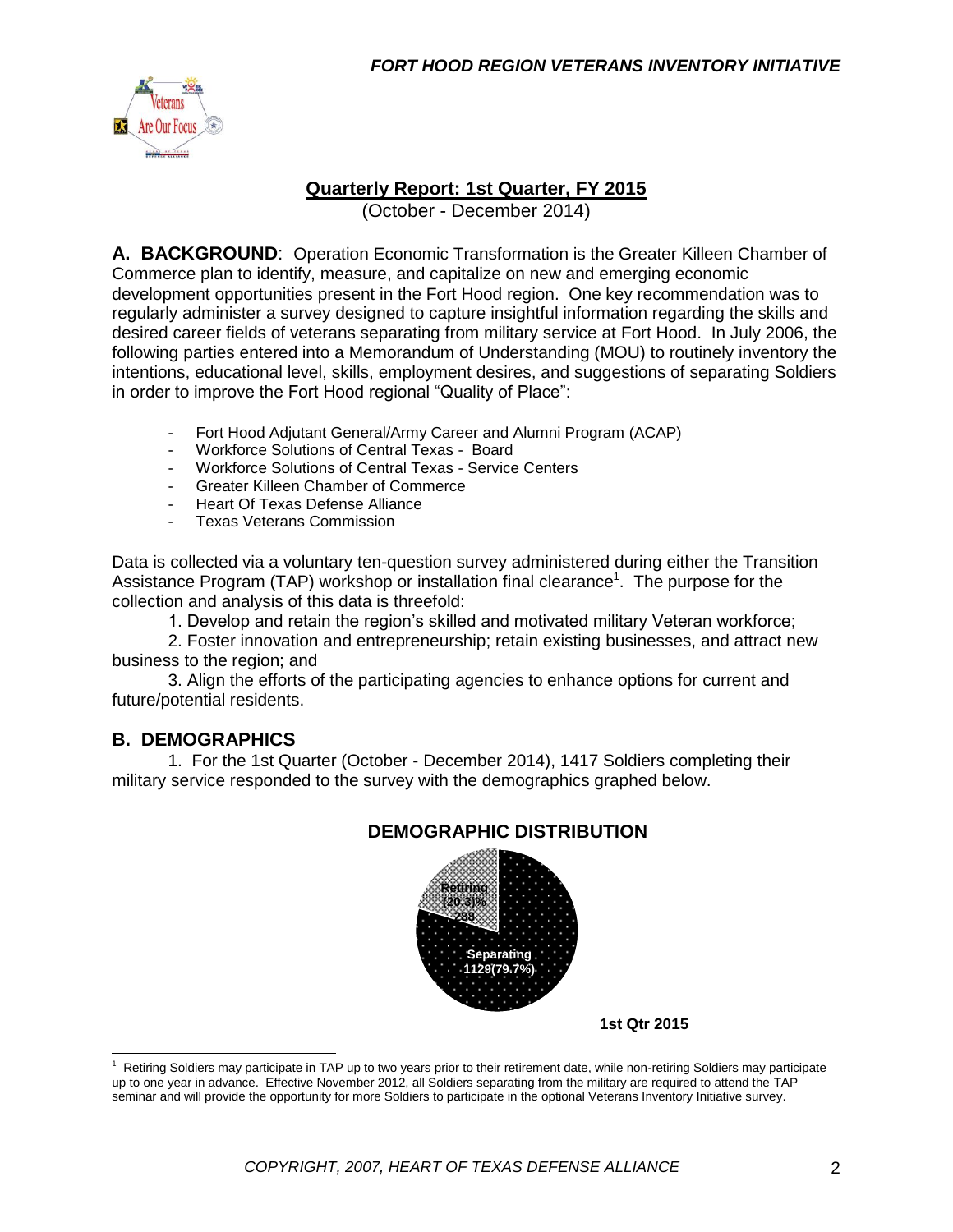# Quarterly Report: 1st Quarter, FY 2015

(October - December 2014)

**A. BACKGROUND**: Operation Economic Transformation is the Greater Killeen Chamber of Commerce plan to identify, measure, and capitalize on new and emerging economic development opportunities present in the Fort Hood region. One key recommendation was to regularly administer a survey designed to capture insightful information regarding the skills and desired career fields of veterans separating from military service at Fort Hood. In July 2006, the following parties entered into a Memorandum of Understanding (MOU) to routinely inventory the intentions, educational level, skills, employment desires, and suggestions of separating Soldiers in order to improve the Fort Hood regional "Quality of Place":

- Fort Hood Adjutant General/Army Career and Alumni Program (ACAP)
- Workforce Solutions of Central Texas - Board
- Workforce Solutions of Central Texas - Service Centers
- Greater Killeen Chamber of Commerce
- Heart Of Texas Defense Alliance
- Texas Veterans Commission

Data is collected via a voluntary ten-question survey administered during either the Transition Assistance Program (TAP) workshop or installation final clearance[1]. The purpose for the collection and analysis of this data is threefold:

1. Develop and retain the region's skilled and motivated military Veteran workforce;
2. Foster innovation and entrepreneurship; retain existing businesses, and attract new business to the region; and
3. Align the efforts of the participating agencies to enhance options for current and future/potential residents.

## B. DEMOGRAPHICS

1. For the 1st Quarter (October - December 2014), 1417 Soldiers completing their military service responded to the survey with the demographics graphed below.

**DEMOGRAPHIC DISTRIBUTION**

| Category | Count | Percent |
|---|---|---|
| Retiring | 288 | 20.3% |
| Separating | 1129 | 79.7% |

1st Qtr 2015

[1] Retiring Soldiers may participate in TAP up to two years prior to their retirement date, while non-retiring Soldiers may participate up to one year in advance. Effective November 2012, all Soldiers separating from the military are required to attend the TAP seminar and will provide the opportunity for more Soldiers to participate in the optional Veterans Inventory Initiative survey.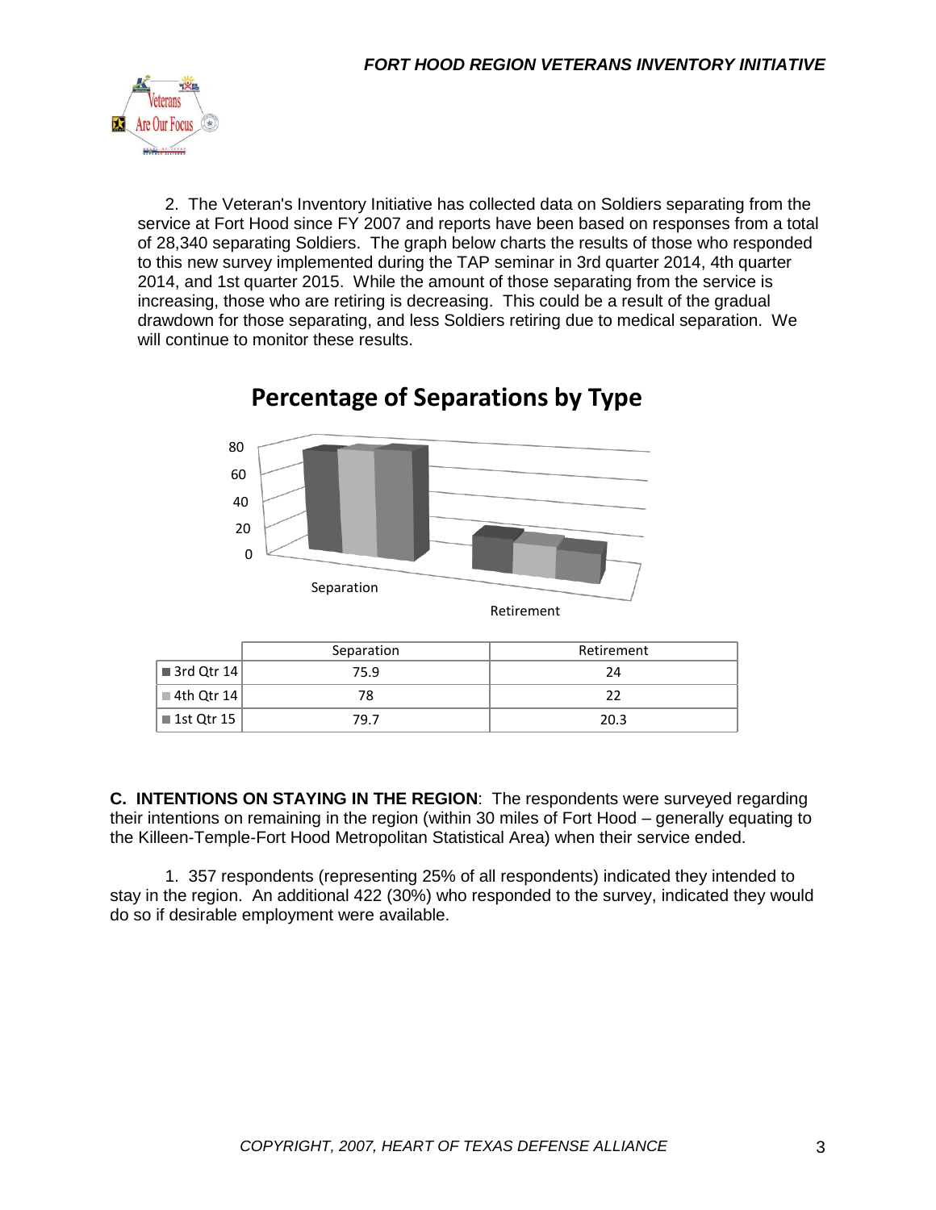2. The Veteran's Inventory Initiative has collected data on Soldiers separating from the service at Fort Hood since FY 2007 and reports have been based on responses from a total of 28,340 separating Soldiers. The graph below charts the results of those who responded to this new survey implemented during the TAP seminar in 3rd quarter 2014, 4th quarter 2014, and 1st quarter 2015. While the amount of those separating from the service is increasing, those who are retiring is decreasing. This could be a result of the gradual drawdown for those separating, and less Soldiers retiring due to medical separation. We will continue to monitor these results.

**Percentage of Separations by Type**

| | Separation | Retirement |
|---|---|---|
| 3rd Qtr 14 | 75.9 | 24 |
| 4th Qtr 14 | 78 | 22 |
| 1st Qtr 15 | 79.7 | 20.3 |

**C. INTENTIONS ON STAYING IN THE REGION**: The respondents were surveyed regarding their intentions on remaining in the region (within 30 miles of Fort Hood – generally equating to the Killeen-Temple-Fort Hood Metropolitan Statistical Area) when their service ended.

1. 357 respondents (representing 25% of all respondents) indicated they intended to stay in the region. An additional 422 (30%) who responded to the survey, indicated they would do so if desirable employment were available.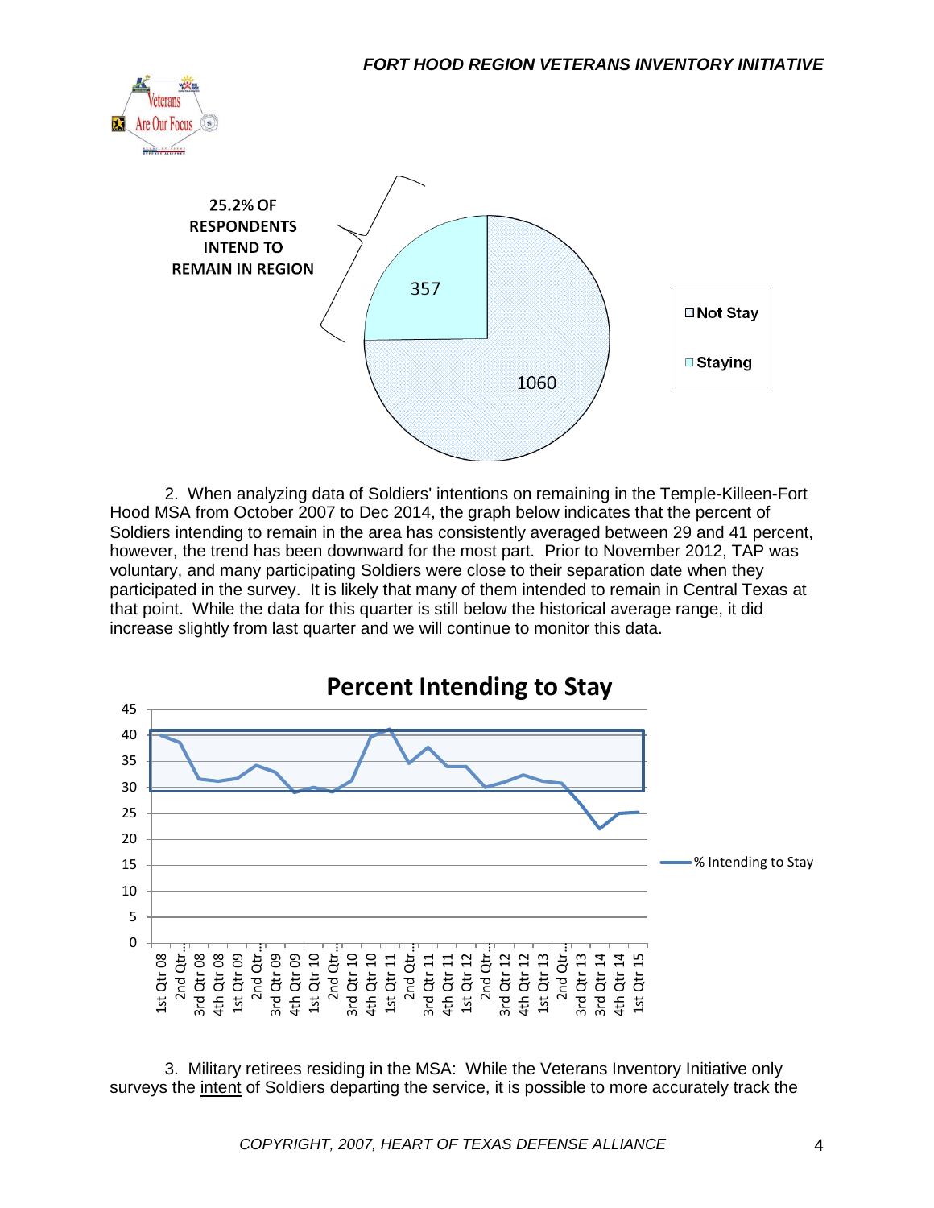25.2% OF RESPONDENTS INTEND TO REMAIN IN REGION

357

1060

Not Stay

Staying

2. When analyzing data of Soldiers' intentions on remaining in the Temple-Killeen-Fort Hood MSA from October 2007 to Dec 2014, the graph below indicates that the percent of Soldiers intending to remain in the area has consistently averaged between 29 and 41 percent, however, the trend has been downward for the most part. Prior to November 2012, TAP was voluntary, and many participating Soldiers were close to their separation date when they participated in the survey. It is likely that many of them intended to remain in Central Texas at that point. While the data for this quarter is still below the historical average range, it did increase slightly from last quarter and we will continue to monitor this data.

**Percent Intending to Stay**

% Intending to Stay

3. Military retirees residing in the MSA: While the Veterans Inventory Initiative only surveys the <u>intent</u> of Soldiers departing the service, it is possible to more accurately track the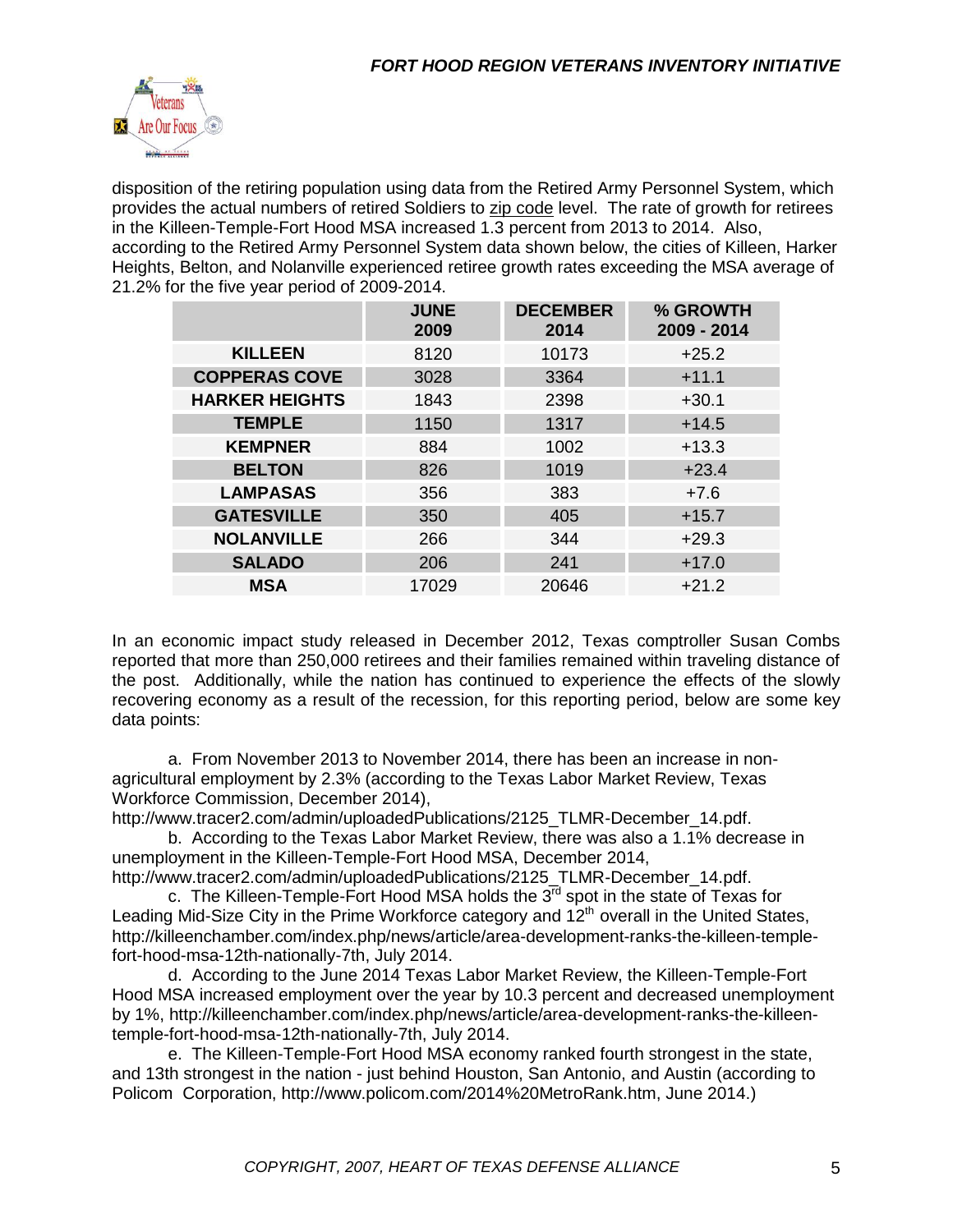disposition of the retiring population using data from the Retired Army Personnel System, which provides the actual numbers of retired Soldiers to zip code level. The rate of growth for retirees in the Killeen-Temple-Fort Hood MSA increased 1.3 percent from 2013 to 2014. Also, according to the Retired Army Personnel System data shown below, the cities of Killeen, Harker Heights, Belton, and Nolanville experienced retiree growth rates exceeding the MSA average of 21.2% for the five year period of 2009-2014.

| | JUNE 2009 | DECEMBER 2014 | % GROWTH 2009 - 2014 |
|---|---|---|---|
| KILLEEN | 8120 | 10173 | +25.2 |
| COPPERAS COVE | 3028 | 3364 | +11.1 |
| HARKER HEIGHTS | 1843 | 2398 | +30.1 |
| TEMPLE | 1150 | 1317 | +14.5 |
| KEMPNER | 884 | 1002 | +13.3 |
| BELTON | 826 | 1019 | +23.4 |
| LAMPASAS | 356 | 383 | +7.6 |
| GATESVILLE | 350 | 405 | +15.7 |
| NOLANVILLE | 266 | 344 | +29.3 |
| SALADO | 206 | 241 | +17.0 |
| MSA | 17029 | 20646 | +21.2 |

In an economic impact study released in December 2012, Texas comptroller Susan Combs reported that more than 250,000 retirees and their families remained within traveling distance of the post. Additionally, while the nation has continued to experience the effects of the slowly recovering economy as a result of the recession, for this reporting period, below are some key data points:

a. From November 2013 to November 2014, there has been an increase in non-agricultural employment by 2.3% (according to the Texas Labor Market Review, Texas Workforce Commission, December 2014), http://www.tracer2.com/admin/uploadedPublications/2125_TLMR-December_14.pdf.

b. According to the Texas Labor Market Review, there was also a 1.1% decrease in unemployment in the Killeen-Temple-Fort Hood MSA, December 2014, http://www.tracer2.com/admin/uploadedPublications/2125_TLMR-December_14.pdf.

c. The Killeen-Temple-Fort Hood MSA holds the 3rd spot in the state of Texas for Leading Mid-Size City in the Prime Workforce category and 12th overall in the United States, http://killeenchamber.com/index.php/news/article/area-development-ranks-the-killeen-temple-fort-hood-msa-12th-nationally-7th, July 2014.

d. According to the June 2014 Texas Labor Market Review, the Killeen-Temple-Fort Hood MSA increased employment over the year by 10.3 percent and decreased unemployment by 1%, http://killeenchamber.com/index.php/news/article/area-development-ranks-the-killeen-temple-fort-hood-msa-12th-nationally-7th, July 2014.

e. The Killeen-Temple-Fort Hood MSA economy ranked fourth strongest in the state, and 13th strongest in the nation - just behind Houston, San Antonio, and Austin (according to Policom Corporation, http://www.policom.com/2014%20MetroRank.htm, June 2014.)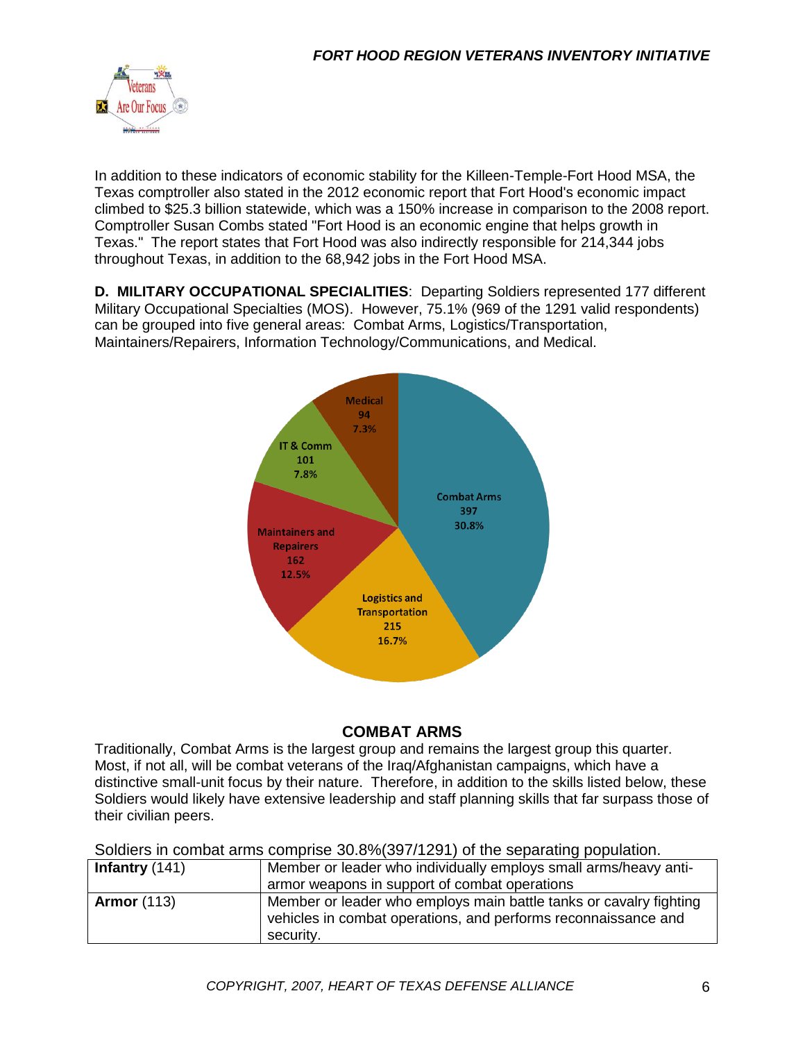In addition to these indicators of economic stability for the Killeen-Temple-Fort Hood MSA, the Texas comptroller also stated in the 2012 economic report that Fort Hood's economic impact climbed to $25.3 billion statewide, which was a 150% increase in comparison to the 2008 report. Comptroller Susan Combs stated "Fort Hood is an economic engine that helps growth in Texas." The report states that Fort Hood was also indirectly responsible for 214,344 jobs throughout Texas, in addition to the 68,942 jobs in the Fort Hood MSA.

**D. MILITARY OCCUPATIONAL SPECIALITIES**: Departing Soldiers represented 177 different Military Occupational Specialties (MOS). However, 75.1% (969 of the 1291 valid respondents) can be grouped into five general areas: Combat Arms, Logistics/Transportation, Maintainers/Repairers, Information Technology/Communications, and Medical.

Medical 94 7.3%

IT & Comm 101 7.8%

Combat Arms 397 30.8%

Maintainers and Repairers 162 12.5%

Logistics and Transportation 215 16.7%

## COMBAT ARMS

Traditionally, Combat Arms is the largest group and remains the largest group this quarter. Most, if not all, will be combat veterans of the Iraq/Afghanistan campaigns, which have a distinctive small-unit focus by their nature. Therefore, in addition to the skills listed below, these Soldiers would likely have extensive leadership and staff planning skills that far surpass those of their civilian peers.

Soldiers in combat arms comprise 30.8%(397/1291) of the separating population.

| | |
|---|---|
| **Infantry** (141) | Member or leader who individually employs small arms/heavy anti-armor weapons in support of combat operations |
| **Armor** (113) | Member or leader who employs main battle tanks or cavalry fighting vehicles in combat operations, and performs reconnaissance and security. |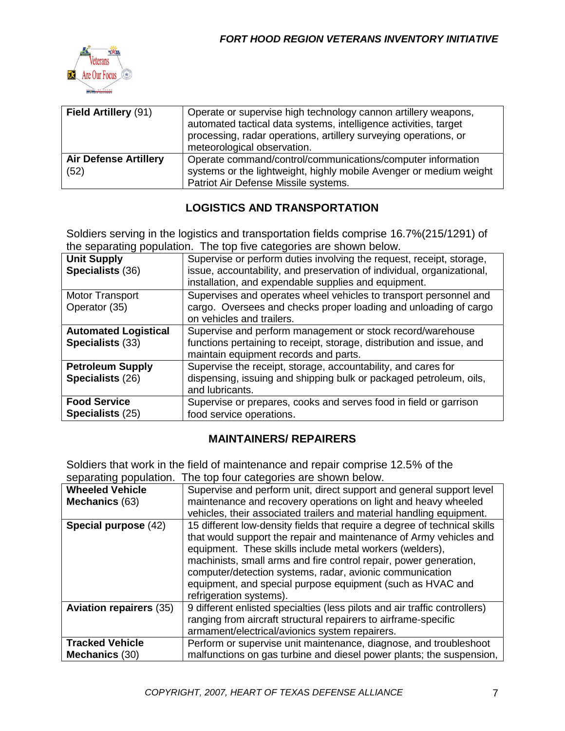| **Field Artillery** (91) | Operate or supervise high technology cannon artillery weapons, automated tactical data systems, intelligence activities, target processing, radar operations, artillery surveying operations, or meteorological observation. |
|---|---|
| **Air Defense Artillery** (52) | Operate command/control/communications/computer information systems or the lightweight, highly mobile Avenger or medium weight Patriot Air Defense Missile systems. |

## LOGISTICS AND TRANSPORTATION

Soldiers serving in the logistics and transportation fields comprise 16.7%(215/1291) of the separating population. The top five categories are shown below.

| **Unit Supply Specialists** (36) | Supervise or perform duties involving the request, receipt, storage, issue, accountability, and preservation of individual, organizational, installation, and expendable supplies and equipment. |
|---|---|
| Motor Transport Operator (35) | Supervises and operates wheel vehicles to transport personnel and cargo. Oversees and checks proper loading and unloading of cargo on vehicles and trailers. |
| **Automated Logistical Specialists** (33) | Supervise and perform management or stock record/warehouse functions pertaining to receipt, storage, distribution and issue, and maintain equipment records and parts. |
| **Petroleum Supply Specialists** (26) | Supervise the receipt, storage, accountability, and cares for dispensing, issuing and shipping bulk or packaged petroleum, oils, and lubricants. |
| **Food Service Specialists** (25) | Supervise or prepares, cooks and serves food in field or garrison food service operations. |

## MAINTAINERS/ REPAIRERS

Soldiers that work in the field of maintenance and repair comprise 12.5% of the separating population. The top four categories are shown below.

| **Wheeled Vehicle Mechanics** (63) | Supervise and perform unit, direct support and general support level maintenance and recovery operations on light and heavy wheeled vehicles, their associated trailers and material handling equipment. |
|---|---|
| **Special purpose** (42) | 15 different low-density fields that require a degree of technical skills that would support the repair and maintenance of Army vehicles and equipment. These skills include metal workers (welders), machinists, small arms and fire control repair, power generation, computer/detection systems, radar, avionic communication equipment, and special purpose equipment (such as HVAC and refrigeration systems). |
| **Aviation repairers** (35) | 9 different enlisted specialties (less pilots and air traffic controllers) ranging from aircraft structural repairers to airframe-specific armament/electrical/avionics system repairers. |
| **Tracked Vehicle Mechanics** (30) | Perform or supervise unit maintenance, diagnose, and troubleshoot malfunctions on gas turbine and diesel power plants; the suspension, |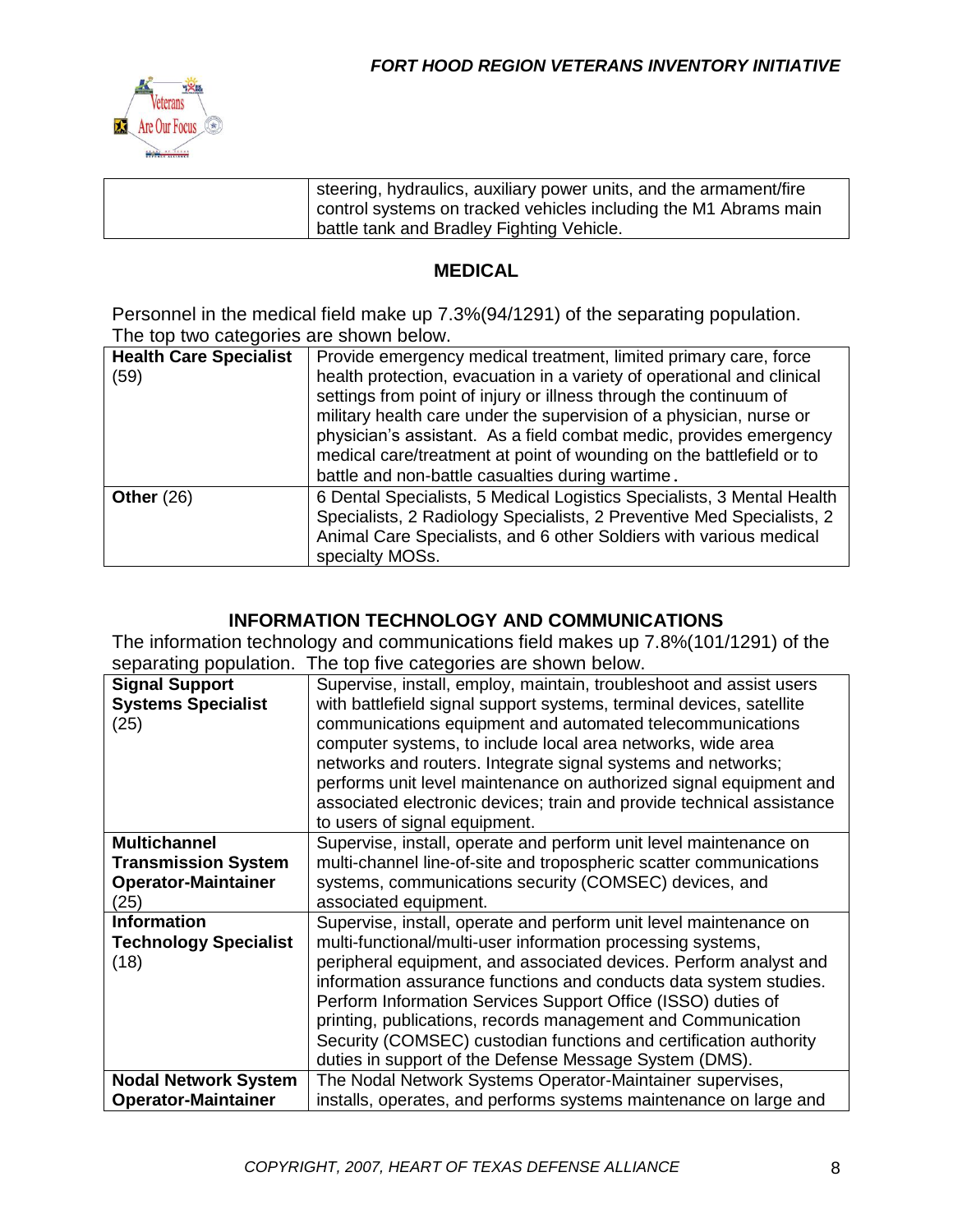| | |
|---|---|
| | steering, hydraulics, auxiliary power units, and the armament/fire control systems on tracked vehicles including the M1 Abrams main battle tank and Bradley Fighting Vehicle. |

## MEDICAL

Personnel in the medical field make up 7.3%(94/1291) of the separating population. The top two categories are shown below.

| | |
|---|---|
| **Health Care Specialist** (59) | Provide emergency medical treatment, limited primary care, force health protection, evacuation in a variety of operational and clinical settings from point of injury or illness through the continuum of military health care under the supervision of a physician, nurse or physician's assistant. As a field combat medic, provides emergency medical care/treatment at point of wounding on the battlefield or to battle and non-battle casualties during wartime. |
| **Other** (26) | 6 Dental Specialists, 5 Medical Logistics Specialists, 3 Mental Health Specialists, 2 Radiology Specialists, 2 Preventive Med Specialists, 2 Animal Care Specialists, and 6 other Soldiers with various medical specialty MOSs. |

## INFORMATION TECHNOLOGY AND COMMUNICATIONS

The information technology and communications field makes up 7.8%(101/1291) of the separating population. The top five categories are shown below.

| | |
|---|---|
| **Signal Support Systems Specialist** (25) | Supervise, install, employ, maintain, troubleshoot and assist users with battlefield signal support systems, terminal devices, satellite communications equipment and automated telecommunications computer systems, to include local area networks, wide area networks and routers. Integrate signal systems and networks; performs unit level maintenance on authorized signal equipment and associated electronic devices; train and provide technical assistance to users of signal equipment. |
| **Multichannel Transmission System Operator-Maintainer** (25) | Supervise, install, operate and perform unit level maintenance on multi-channel line-of-site and tropospheric scatter communications systems, communications security (COMSEC) devices, and associated equipment. |
| **Information Technology Specialist** (18) | Supervise, install, operate and perform unit level maintenance on multi-functional/multi-user information processing systems, peripheral equipment, and associated devices. Perform analyst and information assurance functions and conducts data system studies. Perform Information Services Support Office (ISSO) duties of printing, publications, records management and Communication Security (COMSEC) custodian functions and certification authority duties in support of the Defense Message System (DMS). |
| **Nodal Network System Operator-Maintainer** | The Nodal Network Systems Operator-Maintainer supervises, installs, operates, and performs systems maintenance on large and |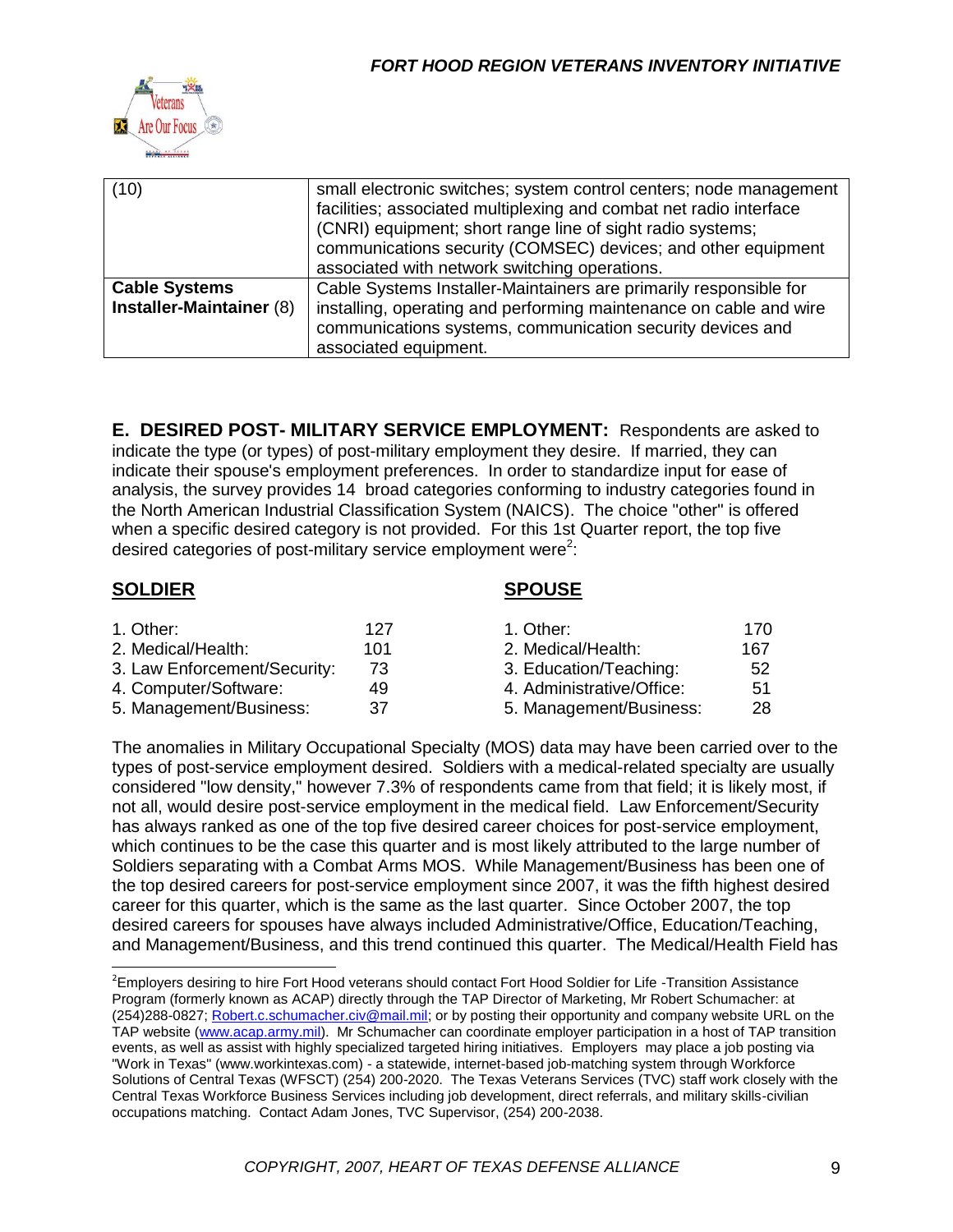| (10) | small electronic switches; system control centers; node management facilities; associated multiplexing and combat net radio interface (CNRI) equipment; short range line of sight radio systems; communications security (COMSEC) devices; and other equipment associated with network switching operations. |
|---|---|
| **Cable Systems Installer-Maintainer** (8) | Cable Systems Installer-Maintainers are primarily responsible for installing, operating and performing maintenance on cable and wire communications systems, communication security devices and associated equipment. |

**E. DESIRED POST- MILITARY SERVICE EMPLOYMENT:** Respondents are asked to indicate the type (or types) of post-military employment they desire. If married, they can indicate their spouse's employment preferences. In order to standardize input for ease of analysis, the survey provides 14 broad categories conforming to industry categories found in the North American Industrial Classification System (NAICS). The choice "other" is offered when a specific desired category is not provided. For this 1st Quarter report, the top five desired categories of post-military service employment were[2]:

**SOLDIER**

| | |
|---|---|
| 1. Other: | 127 |
| 2. Medical/Health: | 101 |
| 3. Law Enforcement/Security: | 73 |
| 4. Computer/Software: | 49 |
| 5. Management/Business: | 37 |

**SPOUSE**

| | |
|---|---|
| 1. Other: | 170 |
| 2. Medical/Health: | 167 |
| 3. Education/Teaching: | 52 |
| 4. Administrative/Office: | 51 |
| 5. Management/Business: | 28 |

The anomalies in Military Occupational Specialty (MOS) data may have been carried over to the types of post-service employment desired. Soldiers with a medical-related specialty are usually considered "low density," however 7.3% of respondents came from that field; it is likely most, if not all, would desire post-service employment in the medical field. Law Enforcement/Security has always ranked as one of the top five desired career choices for post-service employment, which continues to be the case this quarter and is most likely attributed to the large number of Soldiers separating with a Combat Arms MOS. While Management/Business has been one of the top desired careers for post-service employment since 2007, it was the fifth highest desired career for this quarter, which is the same as the last quarter. Since October 2007, the top desired careers for spouses have always included Administrative/Office, Education/Teaching, and Management/Business, and this trend continued this quarter. The Medical/Health Field has

[2] Employers desiring to hire Fort Hood veterans should contact Fort Hood Soldier for Life -Transition Assistance Program (formerly known as ACAP) directly through the TAP Director of Marketing, Mr Robert Schumacher: at (254)288-0827; Robert.c.schumacher.civ@mail.mil; or by posting their opportunity and company website URL on the TAP website (www.acap.army.mil). Mr Schumacher can coordinate employer participation in a host of TAP transition events, as well as assist with highly specialized targeted hiring initiatives. Employers may place a job posting via "Work in Texas" (www.workintexas.com) - a statewide, internet-based job-matching system through Workforce Solutions of Central Texas (WFSCT) (254) 200-2020. The Texas Veterans Services (TVC) staff work closely with the Central Texas Workforce Business Services including job development, direct referrals, and military skills-civilian occupations matching. Contact Adam Jones, TVC Supervisor, (254) 200-2038.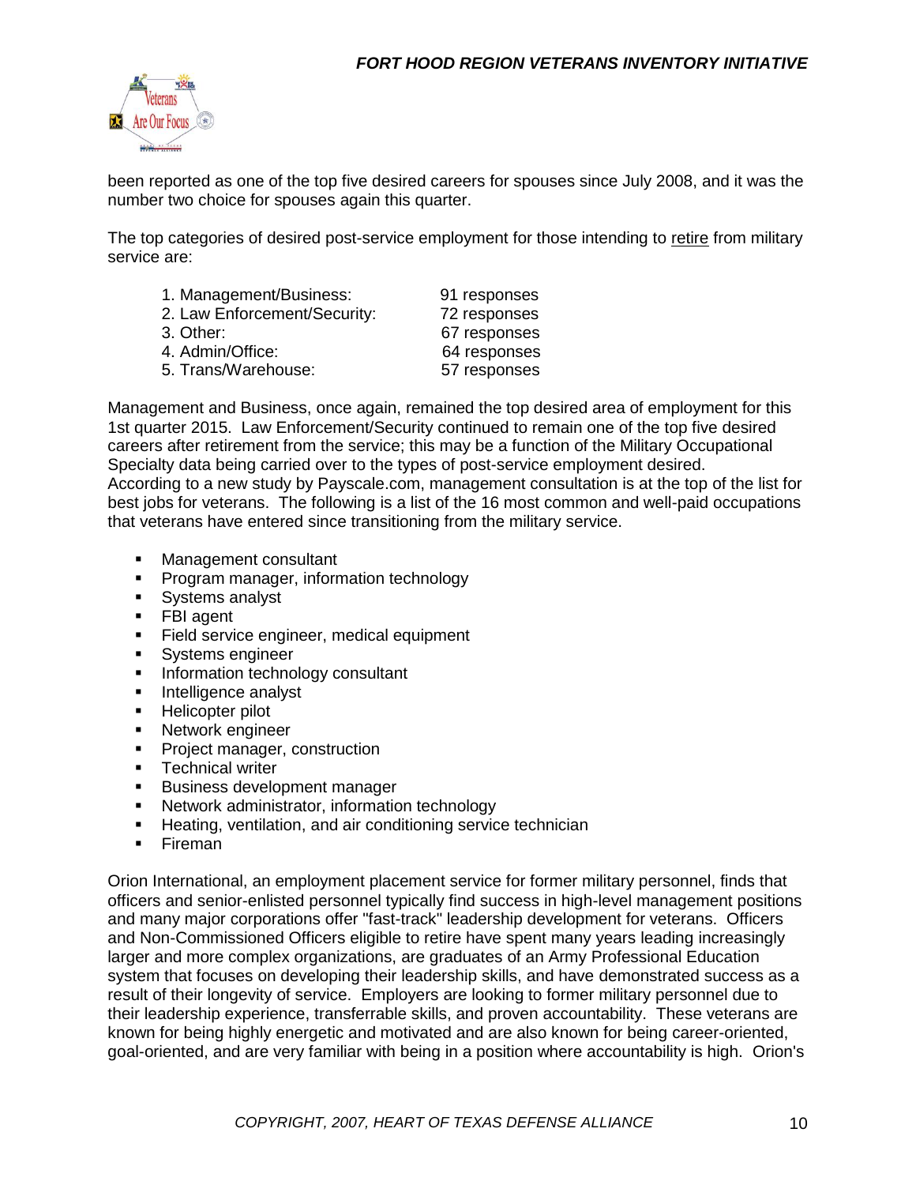been reported as one of the top five desired careers for spouses since July 2008, and it was the number two choice for spouses again this quarter.

The top categories of desired post-service employment for those intending to <u>retire</u> from military service are:

| | |
|---|---|
| 1. Management/Business: | 91 responses |
| 2. Law Enforcement/Security: | 72 responses |
| 3. Other: | 67 responses |
| 4. Admin/Office: | 64 responses |
| 5. Trans/Warehouse: | 57 responses |

Management and Business, once again, remained the top desired area of employment for this 1st quarter 2015. Law Enforcement/Security continued to remain one of the top five desired careers after retirement from the service; this may be a function of the Military Occupational Specialty data being carried over to the types of post-service employment desired.
According to a new study by Payscale.com, management consultation is at the top of the list for best jobs for veterans. The following is a list of the 16 most common and well-paid occupations that veterans have entered since transitioning from the military service.

- Management consultant
- Program manager, information technology
- Systems analyst
- FBI agent
- Field service engineer, medical equipment
- Systems engineer
- Information technology consultant
- Intelligence analyst
- Helicopter pilot
- Network engineer
- Project manager, construction
- Technical writer
- Business development manager
- Network administrator, information technology
- Heating, ventilation, and air conditioning service technician
- Fireman

Orion International, an employment placement service for former military personnel, finds that officers and senior-enlisted personnel typically find success in high-level management positions and many major corporations offer "fast-track" leadership development for veterans. Officers and Non-Commissioned Officers eligible to retire have spent many years leading increasingly larger and more complex organizations, are graduates of an Army Professional Education system that focuses on developing their leadership skills, and have demonstrated success as a result of their longevity of service. Employers are looking to former military personnel due to their leadership experience, transferrable skills, and proven accountability. These veterans are known for being highly energetic and motivated and are also known for being career-oriented, goal-oriented, and are very familiar with being in a position where accountability is high. Orion's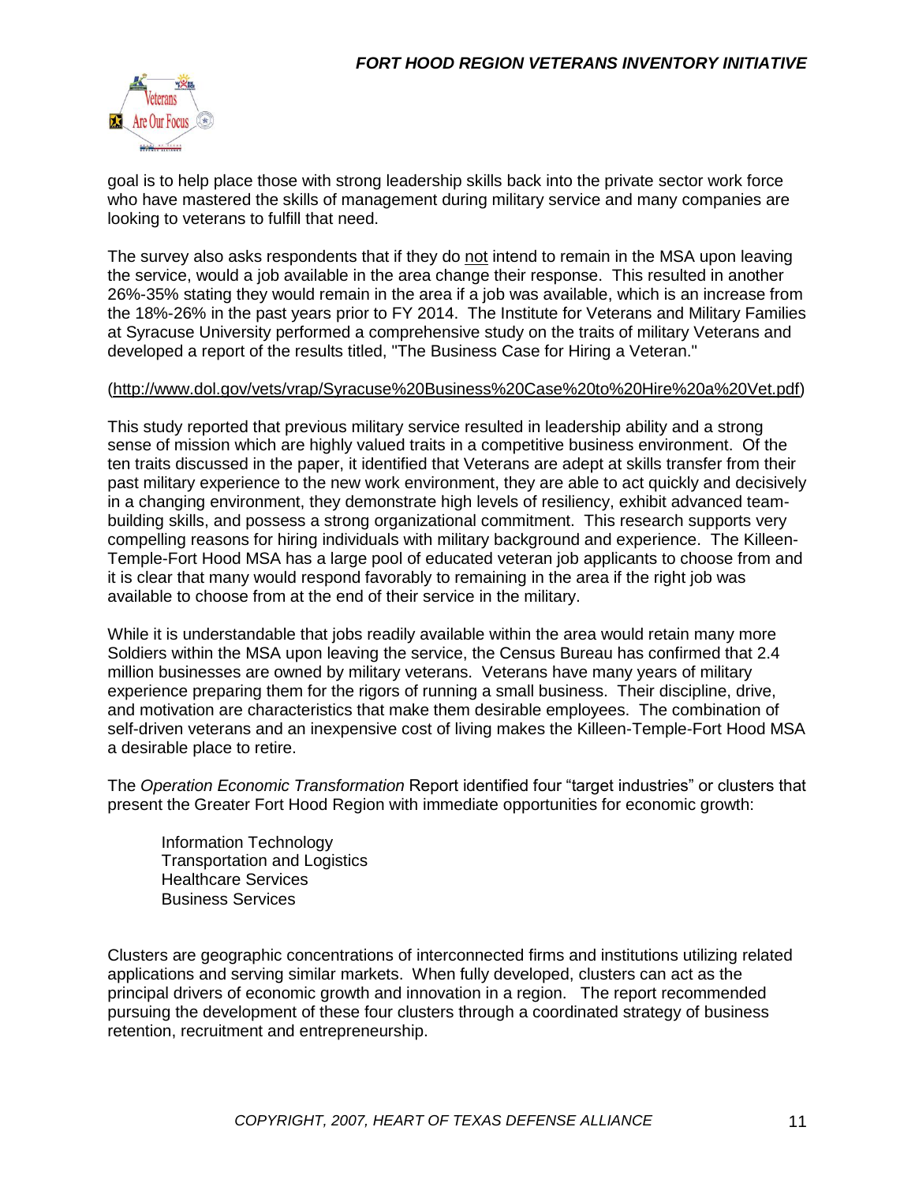goal is to help place those with strong leadership skills back into the private sector work force who have mastered the skills of management during military service and many companies are looking to veterans to fulfill that need.

The survey also asks respondents that if they do not intend to remain in the MSA upon leaving the service, would a job available in the area change their response. This resulted in another 26%-35% stating they would remain in the area if a job was available, which is an increase from the 18%-26% in the past years prior to FY 2014. The Institute for Veterans and Military Families at Syracuse University performed a comprehensive study on the traits of military Veterans and developed a report of the results titled, "The Business Case for Hiring a Veteran."

(http://www.dol.gov/vets/vrap/Syracuse%20Business%20Case%20to%20Hire%20a%20Vet.pdf)

This study reported that previous military service resulted in leadership ability and a strong sense of mission which are highly valued traits in a competitive business environment. Of the ten traits discussed in the paper, it identified that Veterans are adept at skills transfer from their past military experience to the new work environment, they are able to act quickly and decisively in a changing environment, they demonstrate high levels of resiliency, exhibit advanced team-building skills, and possess a strong organizational commitment. This research supports very compelling reasons for hiring individuals with military background and experience. The Killeen-Temple-Fort Hood MSA has a large pool of educated veteran job applicants to choose from and it is clear that many would respond favorably to remaining in the area if the right job was available to choose from at the end of their service in the military.

While it is understandable that jobs readily available within the area would retain many more Soldiers within the MSA upon leaving the service, the Census Bureau has confirmed that 2.4 million businesses are owned by military veterans. Veterans have many years of military experience preparing them for the rigors of running a small business. Their discipline, drive, and motivation are characteristics that make them desirable employees. The combination of self-driven veterans and an inexpensive cost of living makes the Killeen-Temple-Fort Hood MSA a desirable place to retire.

The *Operation Economic Transformation* Report identified four "target industries" or clusters that present the Greater Fort Hood Region with immediate opportunities for economic growth:

Information Technology
Transportation and Logistics
Healthcare Services
Business Services

Clusters are geographic concentrations of interconnected firms and institutions utilizing related applications and serving similar markets. When fully developed, clusters can act as the principal drivers of economic growth and innovation in a region. The report recommended pursuing the development of these four clusters through a coordinated strategy of business retention, recruitment and entrepreneurship.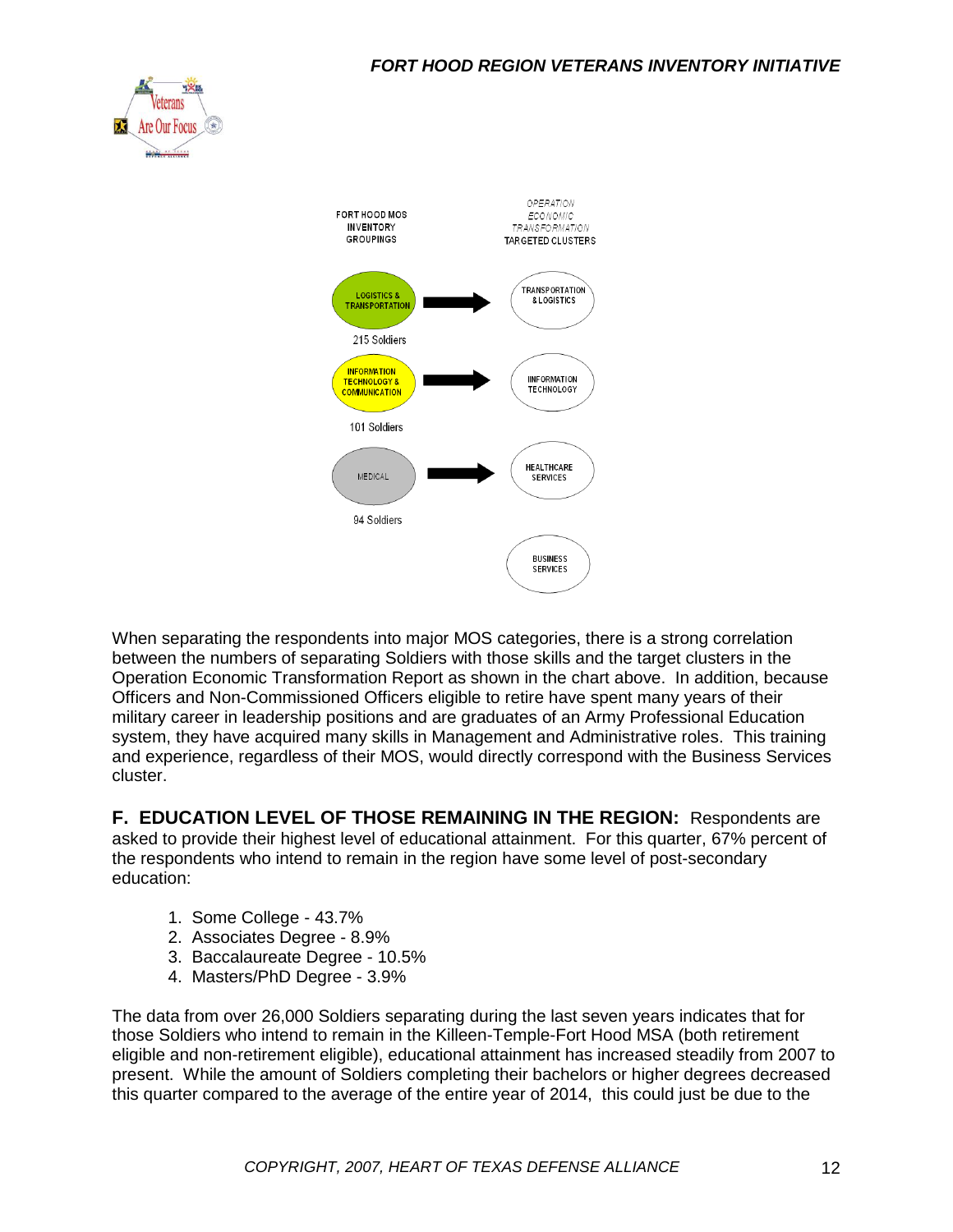| FORT HOOD MOS INVENTORY GROUPINGS | | *OPERATION ECONOMIC TRANSFORMATION* TARGETED CLUSTERS |
|---|---|---|
| LOGISTICS & TRANSPORTATION (215 Soldiers) | → | TRANSPORTATION & LOGISTICS |
| INFORMATION TECHNOLOGY & COMMUNICATION (101 Soldiers) | → | IINFORMATION TECHNOLOGY |
| MEDICAL (94 Soldiers) | → | HEALTHCARE SERVICES |
| | | BUSINESS SERVICES |

When separating the respondents into major MOS categories, there is a strong correlation between the numbers of separating Soldiers with those skills and the target clusters in the Operation Economic Transformation Report as shown in the chart above. In addition, because Officers and Non-Commissioned Officers eligible to retire have spent many years of their military career in leadership positions and are graduates of an Army Professional Education system, they have acquired many skills in Management and Administrative roles. This training and experience, regardless of their MOS, would directly correspond with the Business Services cluster.

**F. EDUCATION LEVEL OF THOSE REMAINING IN THE REGION:** Respondents are asked to provide their highest level of educational attainment. For this quarter, 67% percent of the respondents who intend to remain in the region have some level of post-secondary education:

1. Some College - 43.7%
2. Associates Degree - 8.9%
3. Baccalaureate Degree - 10.5%
4. Masters/PhD Degree - 3.9%

The data from over 26,000 Soldiers separating during the last seven years indicates that for those Soldiers who intend to remain in the Killeen-Temple-Fort Hood MSA (both retirement eligible and non-retirement eligible), educational attainment has increased steadily from 2007 to present. While the amount of Soldiers completing their bachelors or higher degrees decreased this quarter compared to the average of the entire year of 2014, this could just be due to the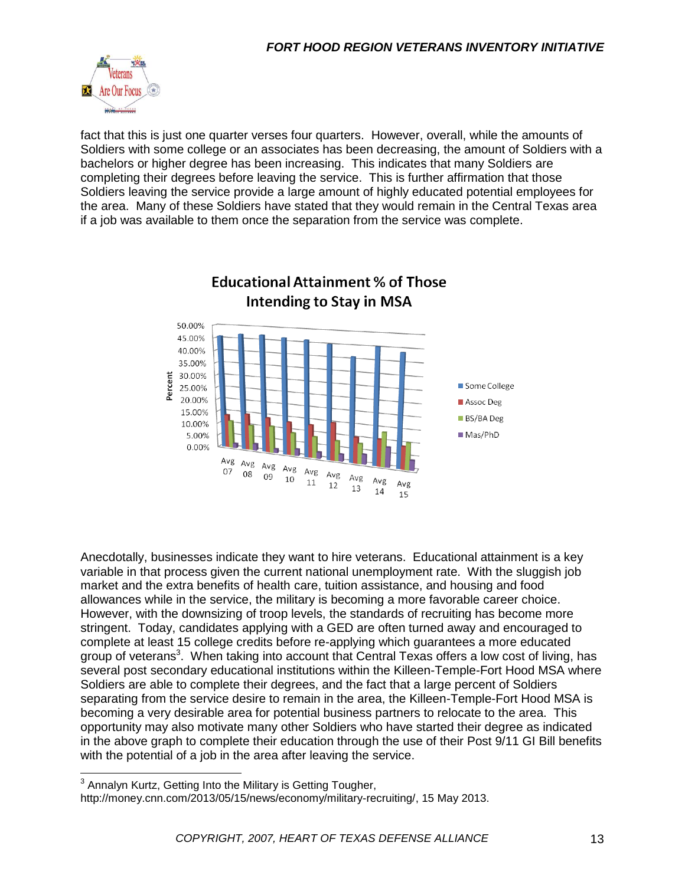fact that this is just one quarter verses four quarters. However, overall, while the amounts of Soldiers with some college or an associates has been decreasing, the amount of Soldiers with a bachelors or higher degree has been increasing. This indicates that many Soldiers are completing their degrees before leaving the service. This is further affirmation that those Soldiers leaving the service provide a large amount of highly educated potential employees for the area. Many of these Soldiers have stated that they would remain in the Central Texas area if a job was available to them once the separation from the service was complete.

**Educational Attainment % of Those Intending to Stay in MSA**

Anecdotally, businesses indicate they want to hire veterans. Educational attainment is a key variable in that process given the current national unemployment rate. With the sluggish job market and the extra benefits of health care, tuition assistance, and housing and food allowances while in the service, the military is becoming a more favorable career choice. However, with the downsizing of troop levels, the standards of recruiting has become more stringent. Today, candidates applying with a GED are often turned away and encouraged to complete at least 15 college credits before re-applying which guarantees a more educated group of veterans[3]. When taking into account that Central Texas offers a low cost of living, has several post secondary educational institutions within the Killeen-Temple-Fort Hood MSA where Soldiers are able to complete their degrees, and the fact that a large percent of Soldiers separating from the service desire to remain in the area, the Killeen-Temple-Fort Hood MSA is becoming a very desirable area for potential business partners to relocate to the area. This opportunity may also motivate many other Soldiers who have started their degree as indicated in the above graph to complete their education through the use of their Post 9/11 GI Bill benefits with the potential of a job in the area after leaving the service.

---

[3] Annalyn Kurtz, Getting Into the Military is Getting Tougher, http://money.cnn.com/2013/05/15/news/economy/military-recruiting/, 15 May 2013.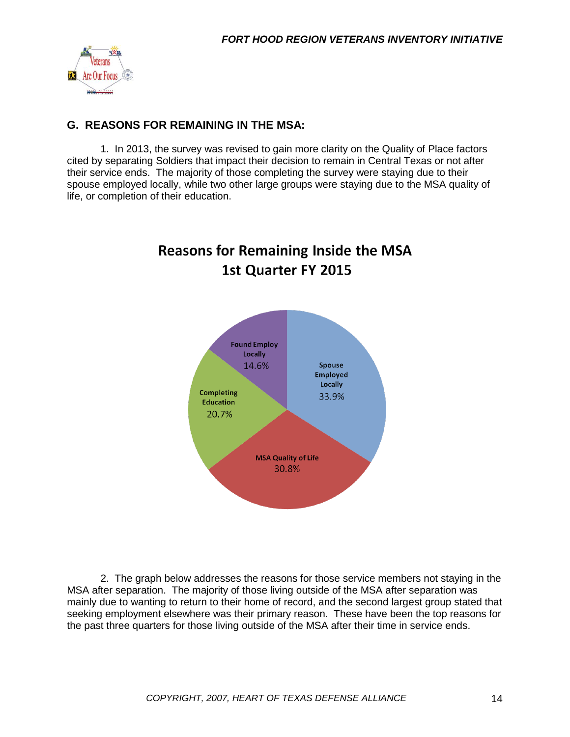## G. REASONS FOR REMAINING IN THE MSA:

1. In 2013, the survey was revised to gain more clarity on the Quality of Place factors cited by separating Soldiers that impact their decision to remain in Central Texas or not after their service ends. The majority of those completing the survey were staying due to their spouse employed locally, while two other large groups were staying due to the MSA quality of life, or completion of their education.

**Reasons for Remaining Inside the MSA 1st Quarter FY 2015**

| Reason | Percentage |
| --- | --- |
| Spouse Employed Locally | 33.9% |
| MSA Quality of Life | 30.8% |
| Completing Education | 20.7% |
| Found Employ Locally | 14.6% |

2. The graph below addresses the reasons for those service members not staying in the MSA after separation. The majority of those living outside of the MSA after separation was mainly due to wanting to return to their home of record, and the second largest group stated that seeking employment elsewhere was their primary reason. These have been the top reasons for the past three quarters for those living outside of the MSA after their time in service ends.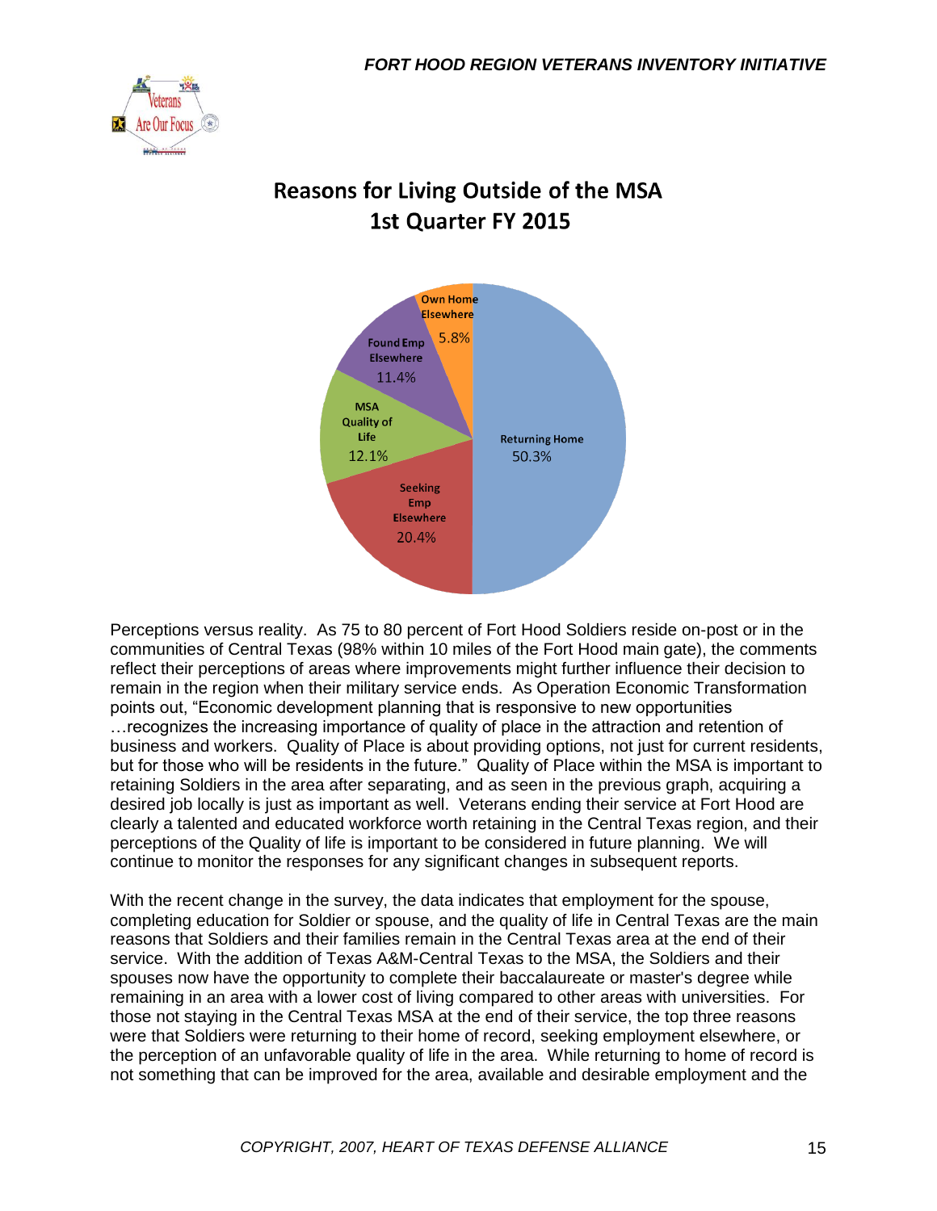## Reasons for Living Outside of the MSA
## 1st Quarter FY 2015

| Reason | Percent |
|---|---|
| Returning Home | 50.3% |
| Seeking Emp Elsewhere | 20.4% |
| MSA Quality of Life | 12.1% |
| Found Emp Elsewhere | 11.4% |
| Own Home Elsewhere | 5.8% |

Perceptions versus reality. As 75 to 80 percent of Fort Hood Soldiers reside on-post or in the communities of Central Texas (98% within 10 miles of the Fort Hood main gate), the comments reflect their perceptions of areas where improvements might further influence their decision to remain in the region when their military service ends. As Operation Economic Transformation points out, "Economic development planning that is responsive to new opportunities …recognizes the increasing importance of quality of place in the attraction and retention of business and workers. Quality of Place is about providing options, not just for current residents, but for those who will be residents in the future." Quality of Place within the MSA is important to retaining Soldiers in the area after separating, and as seen in the previous graph, acquiring a desired job locally is just as important as well. Veterans ending their service at Fort Hood are clearly a talented and educated workforce worth retaining in the Central Texas region, and their perceptions of the Quality of life is important to be considered in future planning. We will continue to monitor the responses for any significant changes in subsequent reports.

With the recent change in the survey, the data indicates that employment for the spouse, completing education for Soldier or spouse, and the quality of life in Central Texas are the main reasons that Soldiers and their families remain in the Central Texas area at the end of their service. With the addition of Texas A&M-Central Texas to the MSA, the Soldiers and their spouses now have the opportunity to complete their baccalaureate or master's degree while remaining in an area with a lower cost of living compared to other areas with universities. For those not staying in the Central Texas MSA at the end of their service, the top three reasons were that Soldiers were returning to their home of record, seeking employment elsewhere, or the perception of an unfavorable quality of life in the area. While returning to home of record is not something that can be improved for the area, available and desirable employment and the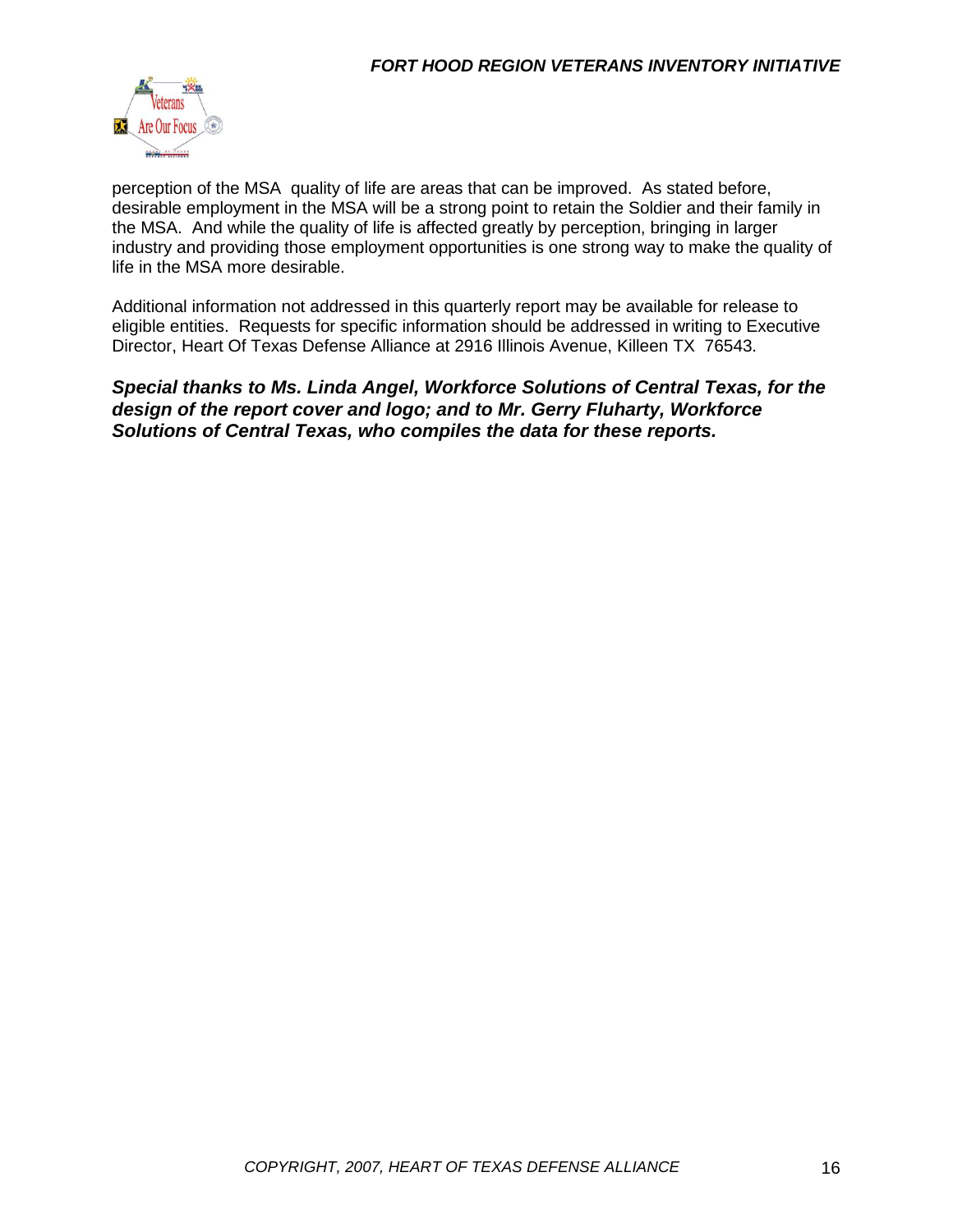perception of the MSA quality of life are areas that can be improved. As stated before, desirable employment in the MSA will be a strong point to retain the Soldier and their family in the MSA. And while the quality of life is affected greatly by perception, bringing in larger industry and providing those employment opportunities is one strong way to make the quality of life in the MSA more desirable.

Additional information not addressed in this quarterly report may be available for release to eligible entities. Requests for specific information should be addressed in writing to Executive Director, Heart Of Texas Defense Alliance at 2916 Illinois Avenue, Killeen TX 76543.

***Special thanks to Ms. Linda Angel, Workforce Solutions of Central Texas, for the design of the report cover and logo; and to Mr. Gerry Fluharty, Workforce Solutions of Central Texas, who compiles the data for these reports.***